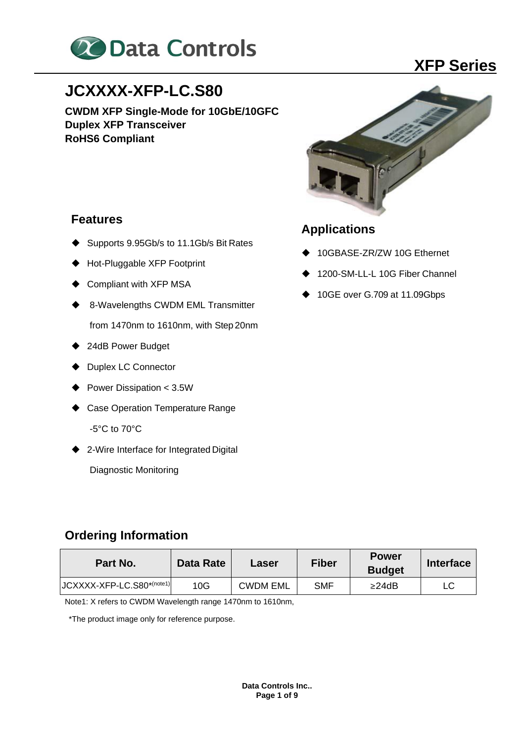# JCXXXX-XFP-LC.S80

**CWDM XFP Single-Mode for 10GbE/10GFC**
**Duplex XFP Transceiver**
**RoHS6 Compliant**

## XFP Series

## Features

- Supports 9.95Gb/s to 11.1Gb/s Bit Rates
- Hot-Pluggable XFP Footprint
- Compliant with XFP MSA
- 8-Wavelengths CWDM EML Transmitter from 1470nm to 1610nm, with Step 20nm
- 24dB Power Budget
- Duplex LC Connector
- Power Dissipation < 3.5W
- Case Operation Temperature Range -5°C to 70°C
- 2-Wire Interface for Integrated Digital Diagnostic Monitoring

## Applications

- 10GBASE-ZR/ZW 10G Ethernet
- 1200-SM-LL-L 10G Fiber Channel
- 10GE over G.709 at 11.09Gbps

## Ordering Information

| Part No. | Data Rate | Laser | Fiber | Power Budget | Interface |
|---|---|---|---|---|---|
| JCXXXX-XFP-LC.S80*(note1) | 10G | CWDM EML | SMF | ≥24dB | LC |

Note1: X refers to CWDM Wavelength range 1470nm to 1610nm,

*The product image only for reference purpose.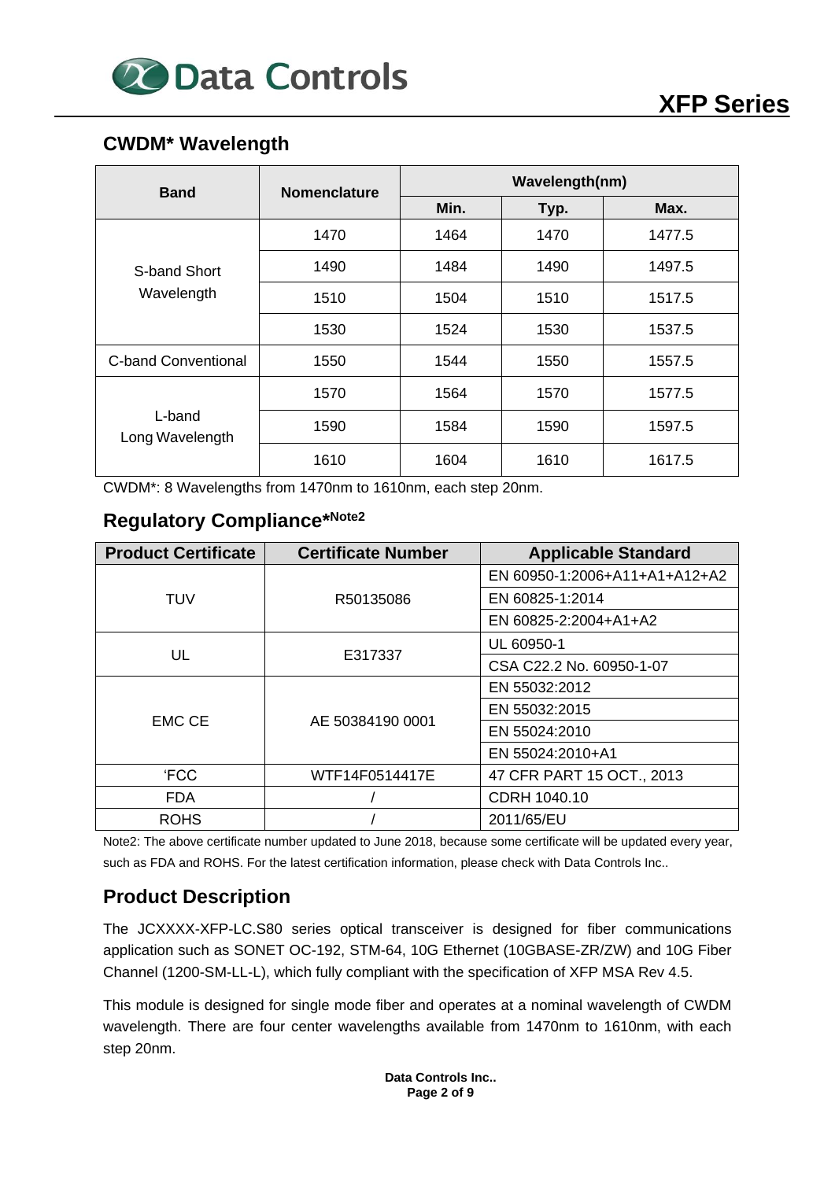## CWDM* Wavelength

| Band | Nomenclature | Wavelength(nm) | | |
|---|---|---|---|---|
| | | Min. | Typ. | Max. |
| S-band Short Wavelength | 1470 | 1464 | 1470 | 1477.5 |
| | 1490 | 1484 | 1490 | 1497.5 |
| | 1510 | 1504 | 1510 | 1517.5 |
| | 1530 | 1524 | 1530 | 1537.5 |
| C-band Conventional | 1550 | 1544 | 1550 | 1557.5 |
| L-band Long Wavelength | 1570 | 1564 | 1570 | 1577.5 |
| | 1590 | 1584 | 1590 | 1597.5 |
| | 1610 | 1604 | 1610 | 1617.5 |

CWDM*: 8 Wavelengths from 1470nm to 1610nm, each step 20nm.

## Regulatory Compliance*Note2

| Product Certificate | Certificate Number | Applicable Standard |
|---|---|---|
| TUV | R50135086 | EN 60950-1:2006+A11+A1+A12+A2 |
| | | EN 60825-1:2014 |
| | | EN 60825-2:2004+A1+A2 |
| UL | E317337 | UL 60950-1 |
| | | CSA C22.2 No. 60950-1-07 |
| EMC CE | AE 50384190 0001 | EN 55032:2012 |
| | | EN 55032:2015 |
| | | EN 55024:2010 |
| | | EN 55024:2010+A1 |
| 'FCC | WTF14F0514417E | 47 CFR PART 15 OCT., 2013 |
| FDA | / | CDRH 1040.10 |
| ROHS | / | 2011/65/EU |

Note2: The above certificate number updated to June 2018, because some certificate will be updated every year, such as FDA and ROHS. For the latest certification information, please check with Data Controls Inc..

## Product Description

The JCXXXX-XFP-LC.S80 series optical transceiver is designed for fiber communications application such as SONET OC-192, STM-64, 10G Ethernet (10GBASE-ZR/ZW) and 10G Fiber Channel (1200-SM-LL-L), which fully compliant with the specification of XFP MSA Rev 4.5.

This module is designed for single mode fiber and operates at a nominal wavelength of CWDM wavelength. There are four center wavelengths available from 1470nm to 1610nm, with each step 20nm.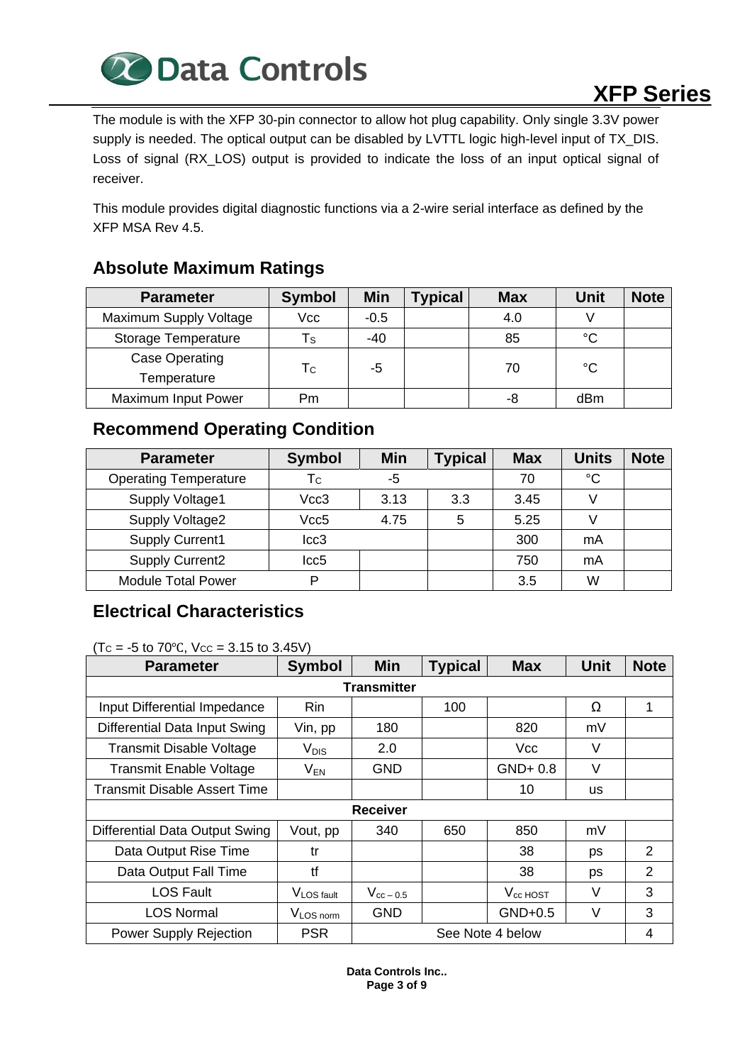The module is with the XFP 30-pin connector to allow hot plug capability. Only single 3.3V power supply is needed. The optical output can be disabled by LVTTL logic high-level input of TX_DIS. Loss of signal (RX_LOS) output is provided to indicate the loss of an input optical signal of receiver.

This module provides digital diagnostic functions via a 2-wire serial interface as defined by the XFP MSA Rev 4.5.

## Absolute Maximum Ratings

| Parameter | Symbol | Min | Typical | Max | Unit | Note |
|---|---|---|---|---|---|---|
| Maximum Supply Voltage | Vcc | -0.5 | | 4.0 | V | |
| Storage Temperature | $T_S$ | -40 | | 85 | °C | |
| Case Operating Temperature | $T_C$ | -5 | | 70 | °C | |
| Maximum Input Power | Pm | | | -8 | dBm | |

## Recommend Operating Condition

| Parameter | Symbol | Min | Typical | Max | Units | Note |
|---|---|---|---|---|---|---|
| Operating Temperature | $T_C$ | -5 | | 70 | °C | |
| Supply Voltage1 | Vcc3 | 3.13 | 3.3 | 3.45 | V | |
| Supply Voltage2 | Vcc5 | 4.75 | 5 | 5.25 | V | |
| Supply Current1 | Icc3 | | | 300 | mA | |
| Supply Current2 | Icc5 | | | 750 | mA | |
| Module Total Power | P | | | 3.5 | W | |

## Electrical Characteristics

($T_C$ = -5 to 70℃, $V_{CC}$ = 3.15 to 3.45V)

| Parameter | Symbol | Min | Typical | Max | Unit | Note |
|---|---|---|---|---|---|---|
| **Transmitter** | | | | | | |
| Input Differential Impedance | Rin | | 100 | | Ω | 1 |
| Differential Data Input Swing | Vin, pp | 180 | | 820 | mV | |
| Transmit Disable Voltage | $V_{DIS}$ | 2.0 | | Vcc | V | |
| Transmit Enable Voltage | $V_{EN}$ | GND | | GND+ 0.8 | V | |
| Transmit Disable Assert Time | | | | 10 | us | |
| **Receiver** | | | | | | |
| Differential Data Output Swing | Vout, pp | 340 | 650 | 850 | mV | |
| Data Output Rise Time | tr | | | 38 | ps | 2 |
| Data Output Fall Time | tf | | | 38 | ps | 2 |
| LOS Fault | $V_{LOS\ fault}$ | $V_{cc-0.5}$ | | $V_{cc\ HOST}$ | V | 3 |
| LOS Normal | $V_{LOS\ norm}$ | GND | | GND+0.5 | V | 3 |
| Power Supply Rejection | PSR | See Note 4 below | | | | 4 |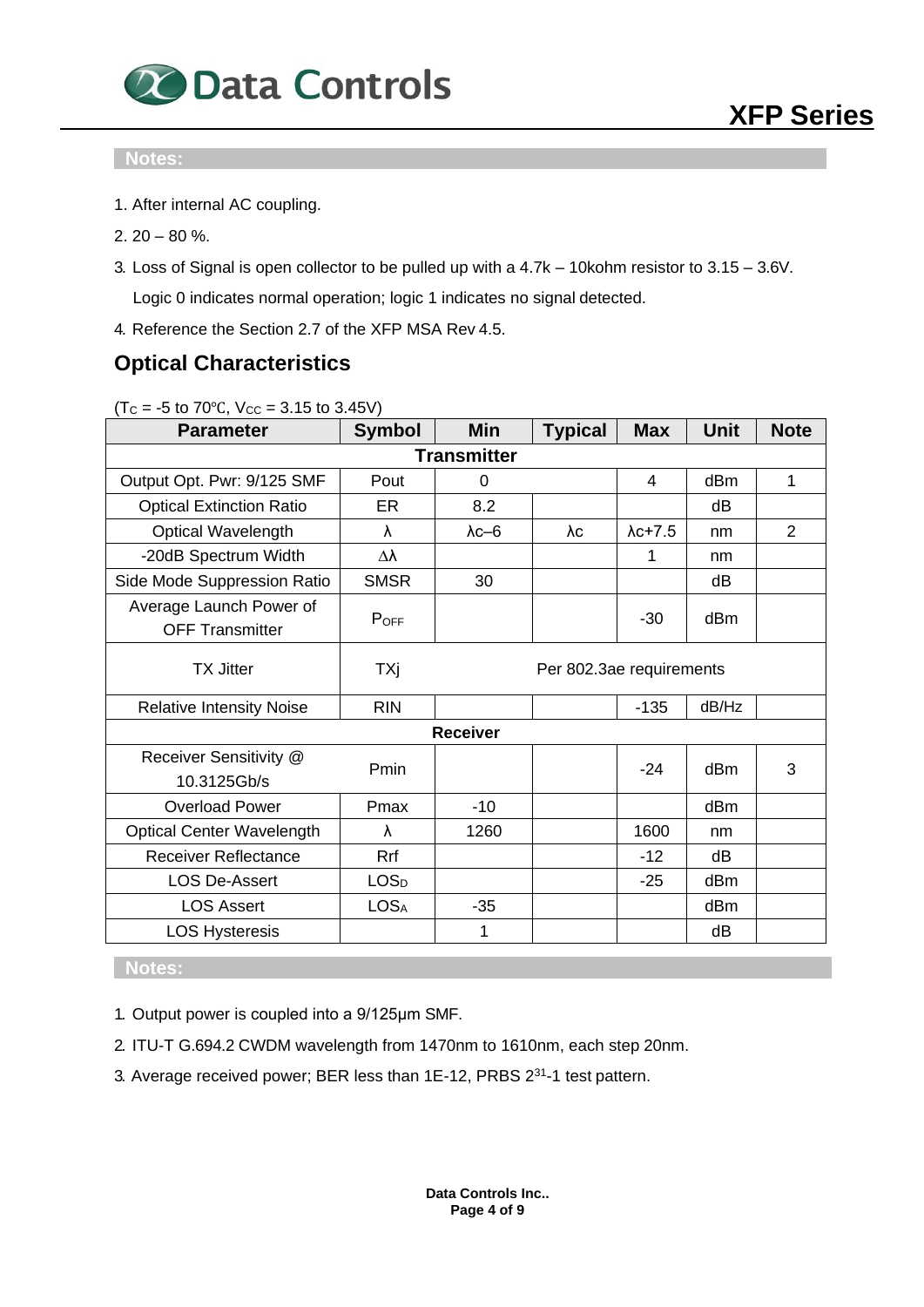**Notes:**

1. After internal AC coupling.
2. 20 – 80 %.
3. Loss of Signal is open collector to be pulled up with a 4.7k – 10kohm resistor to 3.15 – 3.6V. Logic 0 indicates normal operation; logic 1 indicates no signal detected.
4. Reference the Section 2.7 of the XFP MSA Rev 4.5.

## Optical Characteristics

($T_C$ = -5 to 70℃, $V_{CC}$ = 3.15 to 3.45V)

| Parameter | Symbol | Min | Typical | Max | Unit | Note |
|---|---|---|---|---|---|---|
| **Transmitter** | | | | | | |
| Output Opt. Pwr: 9/125 SMF | Pout | 0 | | 4 | dBm | 1 |
| Optical Extinction Ratio | ER | 8.2 | | | dB | |
| Optical Wavelength | λ | λc–6 | λc | λc+7.5 | nm | 2 |
| -20dB Spectrum Width | Δλ | | | 1 | nm | |
| Side Mode Suppression Ratio | SMSR | 30 | | | dB | |
| Average Launch Power of OFF Transmitter | $P_{OFF}$ | | | -30 | dBm | |
| TX Jitter | TXj | Per 802.3ae requirements | | | | |
| Relative Intensity Noise | RIN | | | -135 | dB/Hz | |
| **Receiver** | | | | | | |
| Receiver Sensitivity @ 10.3125Gb/s | Pmin | | | -24 | dBm | 3 |
| Overload Power | Pmax | -10 | | | dBm | |
| Optical Center Wavelength | λ | 1260 | | 1600 | nm | |
| Receiver Reflectance | Rrf | | | -12 | dB | |
| LOS De-Assert | $LOS_D$ | | | -25 | dBm | |
| LOS Assert | $LOS_A$ | -35 | | | dBm | |
| LOS Hysteresis | | 1 | | | dB | |

**Notes:**

1. Output power is coupled into a 9/125μm SMF.
2. ITU-T G.694.2 CWDM wavelength from 1470nm to 1610nm, each step 20nm.
3. Average received power; BER less than 1E-12, PRBS $2^{31}$-1 test pattern.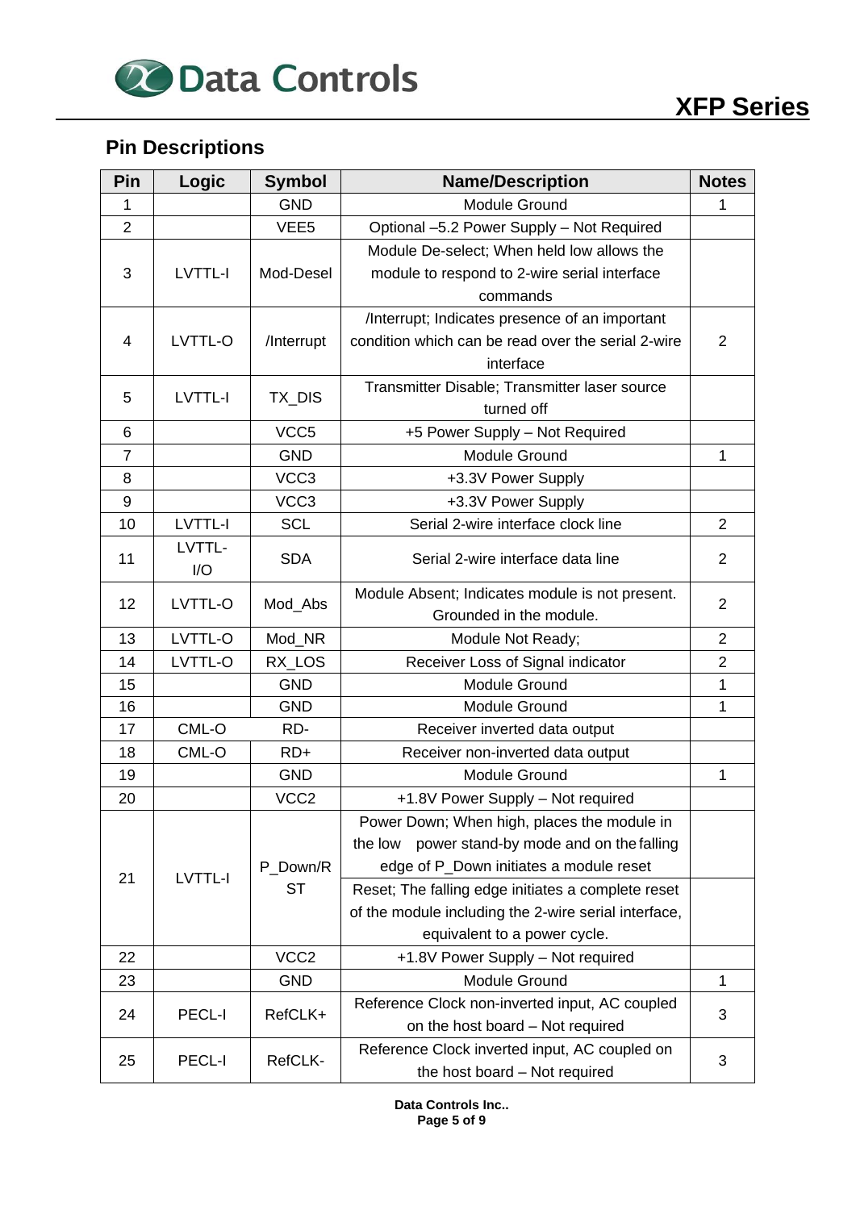## Pin Descriptions

| Pin | Logic | Symbol | Name/Description | Notes |
|---|---|---|---|---|
| 1 | | GND | Module Ground | 1 |
| 2 | | VEE5 | Optional –5.2 Power Supply – Not Required | |
| 3 | LVTTL-I | Mod-Desel | Module De-select; When held low allows the module to respond to 2-wire serial interface commands | |
| 4 | LVTTL-O | /Interrupt | /Interrupt; Indicates presence of an important condition which can be read over the serial 2-wire interface | 2 |
| 5 | LVTTL-I | TX_DIS | Transmitter Disable; Transmitter laser source turned off | |
| 6 | | VCC5 | +5 Power Supply – Not Required | |
| 7 | | GND | Module Ground | 1 |
| 8 | | VCC3 | +3.3V Power Supply | |
| 9 | | VCC3 | +3.3V Power Supply | |
| 10 | LVTTL-I | SCL | Serial 2-wire interface clock line | 2 |
| 11 | LVTTL-I/O | SDA | Serial 2-wire interface data line | 2 |
| 12 | LVTTL-O | Mod_Abs | Module Absent; Indicates module is not present. Grounded in the module. | 2 |
| 13 | LVTTL-O | Mod_NR | Module Not Ready; | 2 |
| 14 | LVTTL-O | RX_LOS | Receiver Loss of Signal indicator | 2 |
| 15 | | GND | Module Ground | 1 |
| 16 | | GND | Module Ground | 1 |
| 17 | CML-O | RD- | Receiver inverted data output | |
| 18 | CML-O | RD+ | Receiver non-inverted data output | |
| 19 | | GND | Module Ground | 1 |
| 20 | | VCC2 | +1.8V Power Supply – Not required | |
| 21 | LVTTL-I | P_Down/RST | Power Down; When high, places the module in the low power stand-by mode and on the falling edge of P_Down initiates a module reset | |
| | | | Reset; The falling edge initiates a complete reset of the module including the 2-wire serial interface, equivalent to a power cycle. | |
| 22 | | VCC2 | +1.8V Power Supply – Not required | |
| 23 | | GND | Module Ground | 1 |
| 24 | PECL-I | RefCLK+ | Reference Clock non-inverted input, AC coupled on the host board – Not required | 3 |
| 25 | PECL-I | RefCLK- | Reference Clock inverted input, AC coupled on the host board – Not required | 3 |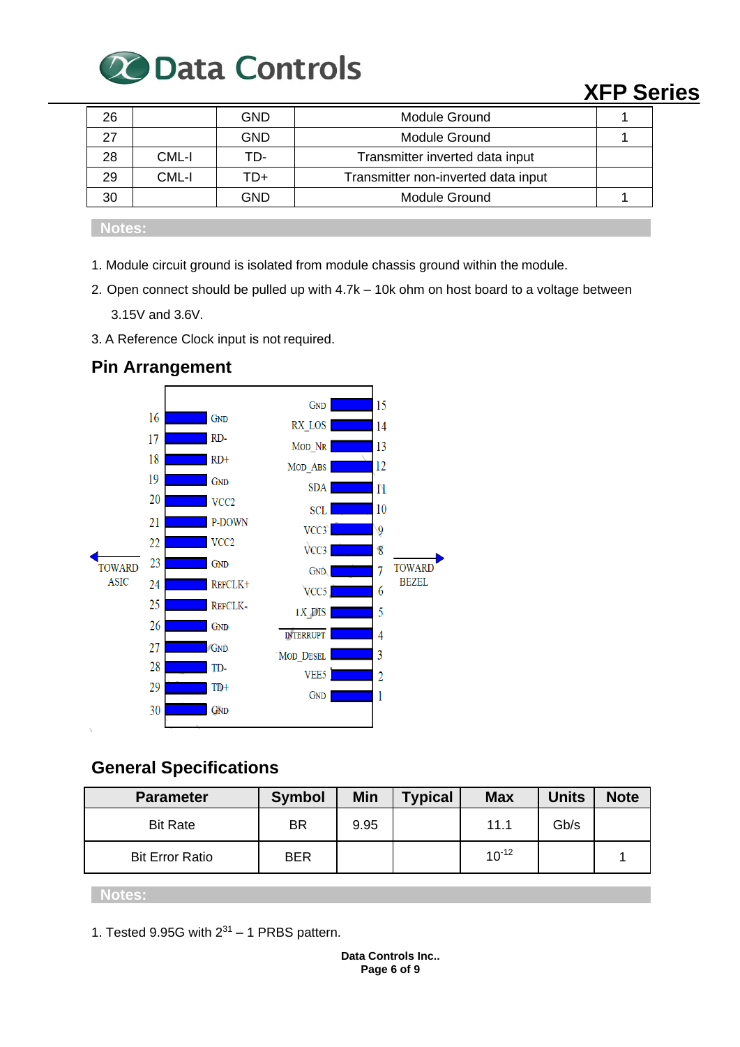| 26 | | GND | Module Ground | 1 |
|---|---|---|---|---|
| 27 | | GND | Module Ground | 1 |
| 28 | CML-I | TD- | Transmitter inverted data input | |
| 29 | CML-I | TD+ | Transmitter non-inverted data input | |
| 30 | | GND | Module Ground | 1 |

**Notes:**

1. Module circuit ground is isolated from module chassis ground within the module.
2. Open connect should be pulled up with 4.7k – 10k ohm on host board to a voltage between 3.15V and 3.6V.
3. A Reference Clock input is not required.

## Pin Arrangement

| Pin | Signal | | Signal | Pin |
|---|---|---|---|---|
| | | | GND | 15 |
| 16 | GND | | RX_LOS | 14 |
| 17 | RD- | | MOD_NR | 13 |
| 18 | RD+ | | MOD_ABS | 12 |
| 19 | GND | | SDA | 11 |
| 20 | VCC2 | | SCL | 10 |
| 21 | P-DOWN | | VCC3 | 9 |
| 22 | VCC2 | | VCC3 | 8 |
| 23 | GND | | GND | 7 |
| 24 | REFCLK+ | | VCC5 | 6 |
| 25 | REFCLK- | | TX_DIS | 5 |
| 26 | GND | | INTERRUPT | 4 |
| 27 | GND | | MOD_DESEL | 3 |
| 28 | TD- | | VEE5 | 2 |
| 29 | TD+ | | GND | 1 |
| 30 | GND | | | |

TOWARD ASIC ← → TOWARD BEZEL

## General Specifications

| Parameter | Symbol | Min | Typical | Max | Units | Note |
|---|---|---|---|---|---|---|
| Bit Rate | BR | 9.95 | | 11.1 | Gb/s | |
| Bit Error Ratio | BER | | | $10^{-12}$ | | 1 |

**Notes:**

1. Tested 9.95G with $2^{31} - 1$ PRBS pattern.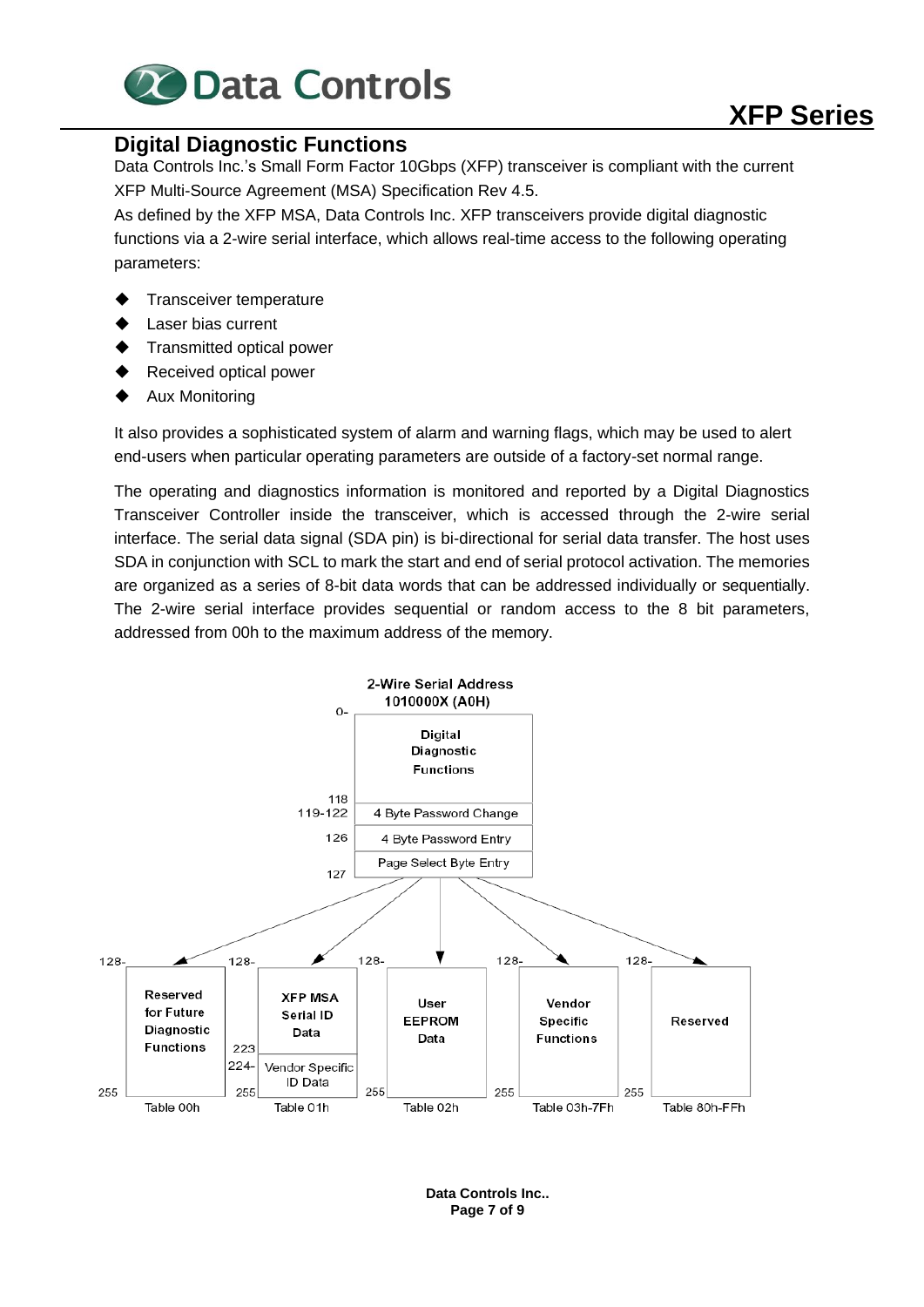## Digital Diagnostic Functions

Data Controls Inc.'s Small Form Factor 10Gbps (XFP) transceiver is compliant with the current XFP Multi-Source Agreement (MSA) Specification Rev 4.5.

As defined by the XFP MSA, Data Controls Inc. XFP transceivers provide digital diagnostic functions via a 2-wire serial interface, which allows real-time access to the following operating parameters:

- Transceiver temperature
- Laser bias current
- Transmitted optical power
- Received optical power
- Aux Monitoring

It also provides a sophisticated system of alarm and warning flags, which may be used to alert end-users when particular operating parameters are outside of a factory-set normal range.

The operating and diagnostics information is monitored and reported by a Digital Diagnostics Transceiver Controller inside the transceiver, which is accessed through the 2-wire serial interface. The serial data signal (SDA pin) is bi-directional for serial data transfer. The host uses SDA in conjunction with SCL to mark the start and end of serial protocol activation. The memories are organized as a series of 8-bit data words that can be addressed individually or sequentially. The 2-wire serial interface provides sequential or random access to the 8 bit parameters, addressed from 00h to the maximum address of the memory.

**2-Wire Serial Address 1010000X (A0H)**

| Address | Content |
|---|---|
| 0-118 | Digital Diagnostic Functions |
| 119-122 | 4 Byte Password Change |
| 126 | 4 Byte Password Entry |
| 127 | Page Select Byte Entry |

| Address | Table 00h | Table 01h | Table 02h | Table 03h-7Fh | Table 80h-FFh |
|---|---|---|---|---|---|
| 128-223 | Reserved for Future Diagnostic Functions | XFP MSA Serial ID Data | User EEPROM Data | Vendor Specific Functions | Reserved |
| 224-255 | | Vendor Specific ID Data | | | |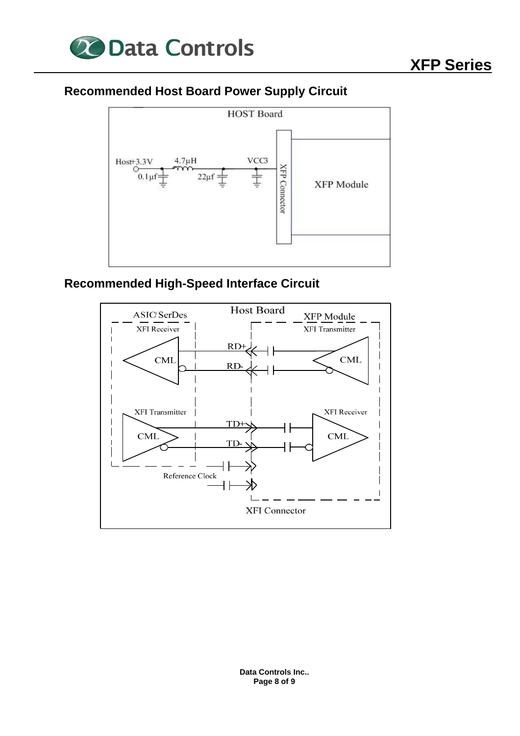## Recommended Host Board Power Supply Circuit

HOST Board

Host+3.3V  4.7µH  VCC3

0.1µf  22µf

XFP Connector

XFP Module

## Recommended High-Speed Interface Circuit

Host Board

ASIC/SerDes

XFI Receiver

CML

XFP Module

XFI Transmitter

CML

RD+

RD-

XFI Transmitter

CML

XFI Receiver

CML

TD+

TD-

Reference Clock

XFI Connector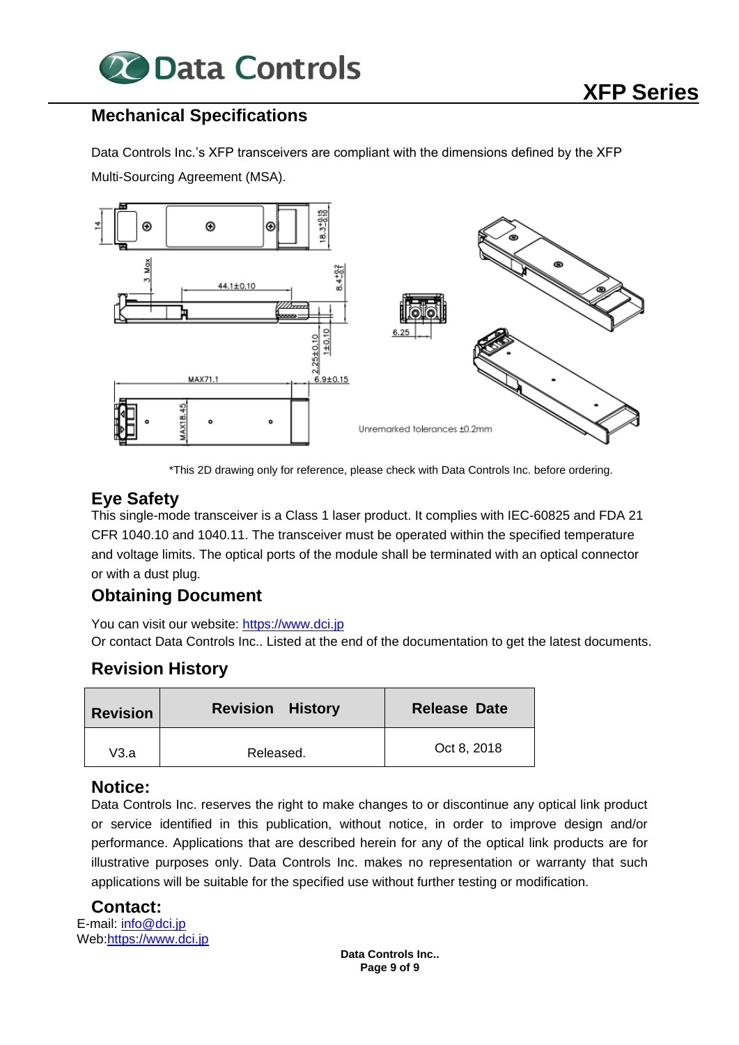## Mechanical Specifications

Data Controls Inc.'s XFP transceivers are compliant with the dimensions defined by the XFP Multi-Sourcing Agreement (MSA).

14

18.3 +0.15 −0.10

3 Max

44.1±0.10

8.4 +0.2 −0.1

2.25±0.10

1±0.10

MAX71.1

6.9±0.15

MAX18.45

6.25

Unremarked tolerances ±0.2mm

*This 2D drawing only for reference, please check with Data Controls Inc. before ordering.

## Eye Safety

This single-mode transceiver is a Class 1 laser product. It complies with IEC-60825 and FDA 21 CFR 1040.10 and 1040.11. The transceiver must be operated within the specified temperature and voltage limits. The optical ports of the module shall be terminated with an optical connector or with a dust plug.

## Obtaining Document

You can visit our website: https://www.dci.jp
Or contact Data Controls Inc.. Listed at the end of the documentation to get the latest documents.

## Revision History

| Revision | Revision History | Release Date |
|---|---|---|
| V3.a | Released. | Oct 8, 2018 |

## Notice:

Data Controls Inc. reserves the right to make changes to or discontinue any optical link product or service identified in this publication, without notice, in order to improve design and/or performance. Applications that are described herein for any of the optical link products are for illustrative purposes only. Data Controls Inc. makes no representation or warranty that such applications will be suitable for the specified use without further testing or modification.

## Contact:

E-mail: info@dci.jp
Web: https://www.dci.jp

**Data Controls Inc..**